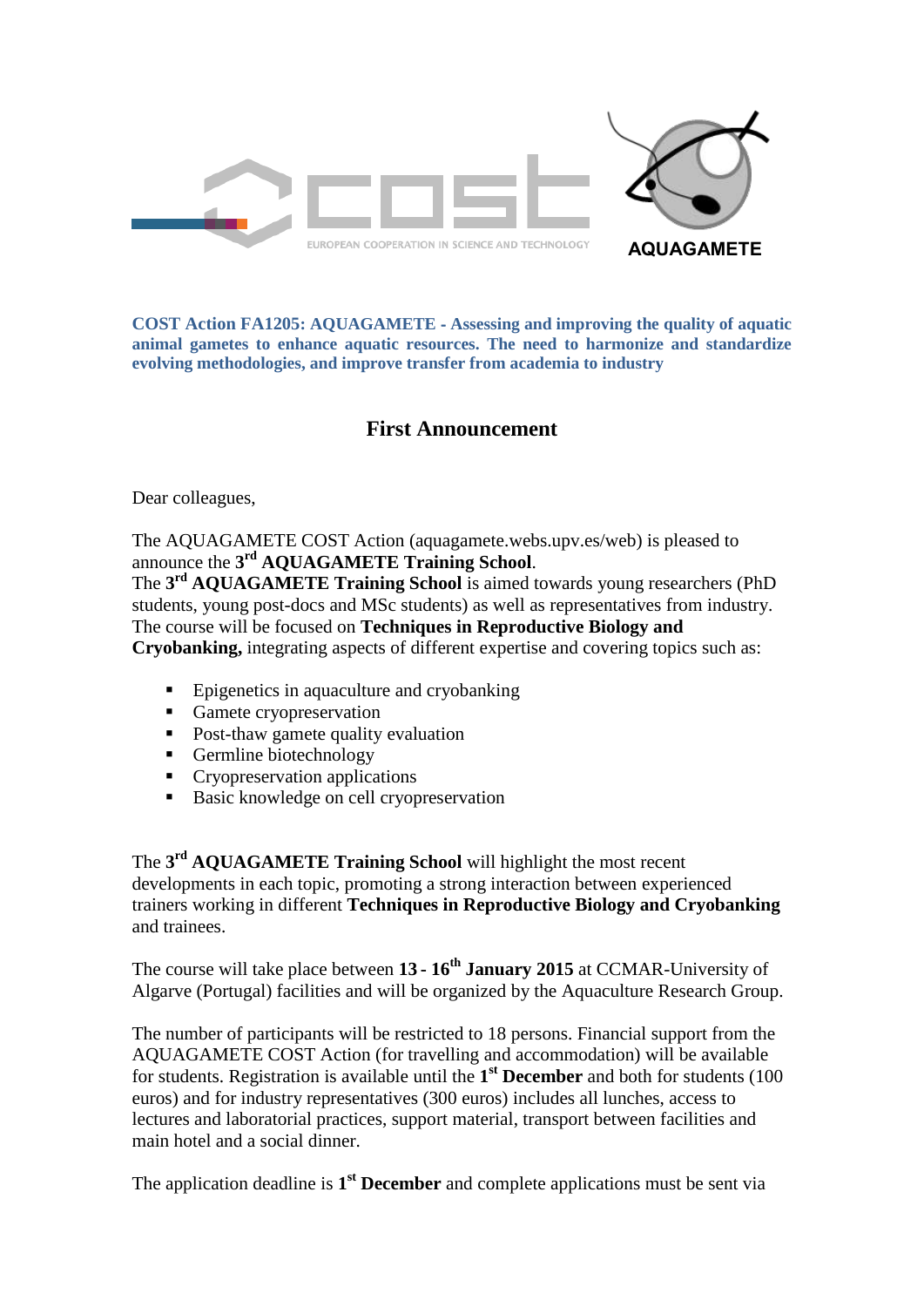COST

EUROPEAN COOPERATION IN SCIENCE AND TECHNOLOGY

AQUAGAMETE

**COST Action FA1205: AQUAGAMETE - Assessing and improving the quality of aquatic animal gametes to enhance aquatic resources. The need to harmonize and standardize evolving methodologies, and improve transfer from academia to industry**

## First Announcement

Dear colleagues,

The AQUAGAMETE COST Action (aquagamete.webs.upv.es/web) is pleased to announce the 3rd **AQUAGAMETE Training School**.
The **3rd AQUAGAMETE Training School** is aimed towards young researchers (PhD students, young post-docs and MSc students) as well as representatives from industry. The course will be focused on **Techniques in Reproductive Biology and Cryobanking,** integrating aspects of different expertise and covering topics such as:

- Epigenetics in aquaculture and cryobanking
- Gamete cryopreservation
- Post-thaw gamete quality evaluation
- Germline biotechnology
- Cryopreservation applications
- Basic knowledge on cell cryopreservation

The **3rd AQUAGAMETE Training School** will highlight the most recent developments in each topic, promoting a strong interaction between experienced trainers working in different **Techniques in Reproductive Biology and Cryobanking** and trainees.

The course will take place between **13 - 16th January 2015** at CCMAR-University of Algarve (Portugal) facilities and will be organized by the Aquaculture Research Group.

The number of participants will be restricted to 18 persons. Financial support from the AQUAGAMETE COST Action (for travelling and accommodation) will be available for students. Registration is available until the **1st December** and both for students (100 euros) and for industry representatives (300 euros) includes all lunches, access to lectures and laboratorial practices, support material, transport between facilities and main hotel and a social dinner.

The application deadline is **1st December** and complete applications must be sent via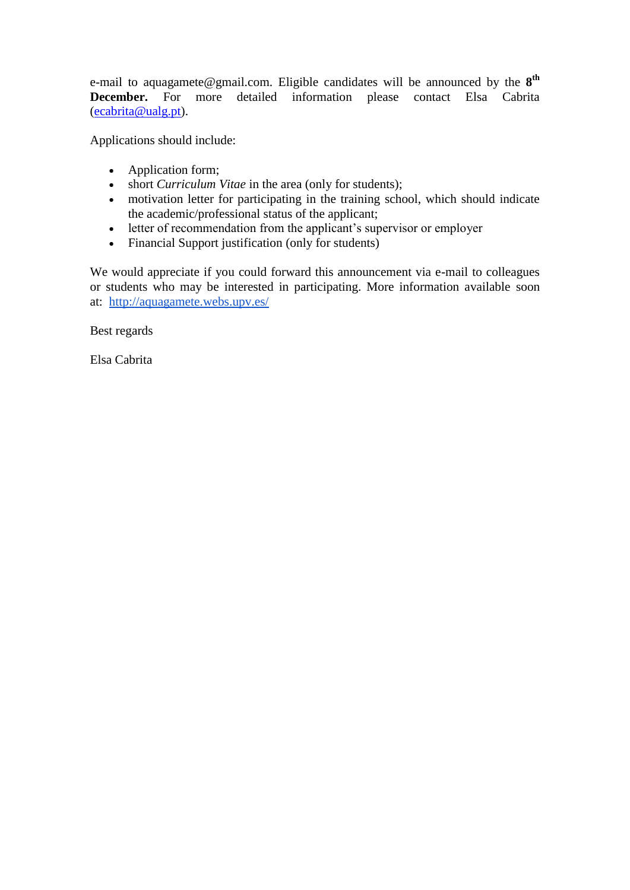e-mail to aquagamete@gmail.com. Eligible candidates will be announced by the **8th December.** For more detailed information please contact Elsa Cabrita (ecabrita@ualg.pt).

Applications should include:

- Application form;
- short *Curriculum Vitae* in the area (only for students);
- motivation letter for participating in the training school, which should indicate the academic/professional status of the applicant;
- letter of recommendation from the applicant's supervisor or employer
- Financial Support justification (only for students)

We would appreciate if you could forward this announcement via e-mail to colleagues or students who may be interested in participating. More information available soon at: http://aquagamete.webs.upv.es/

Best regards

Elsa Cabrita